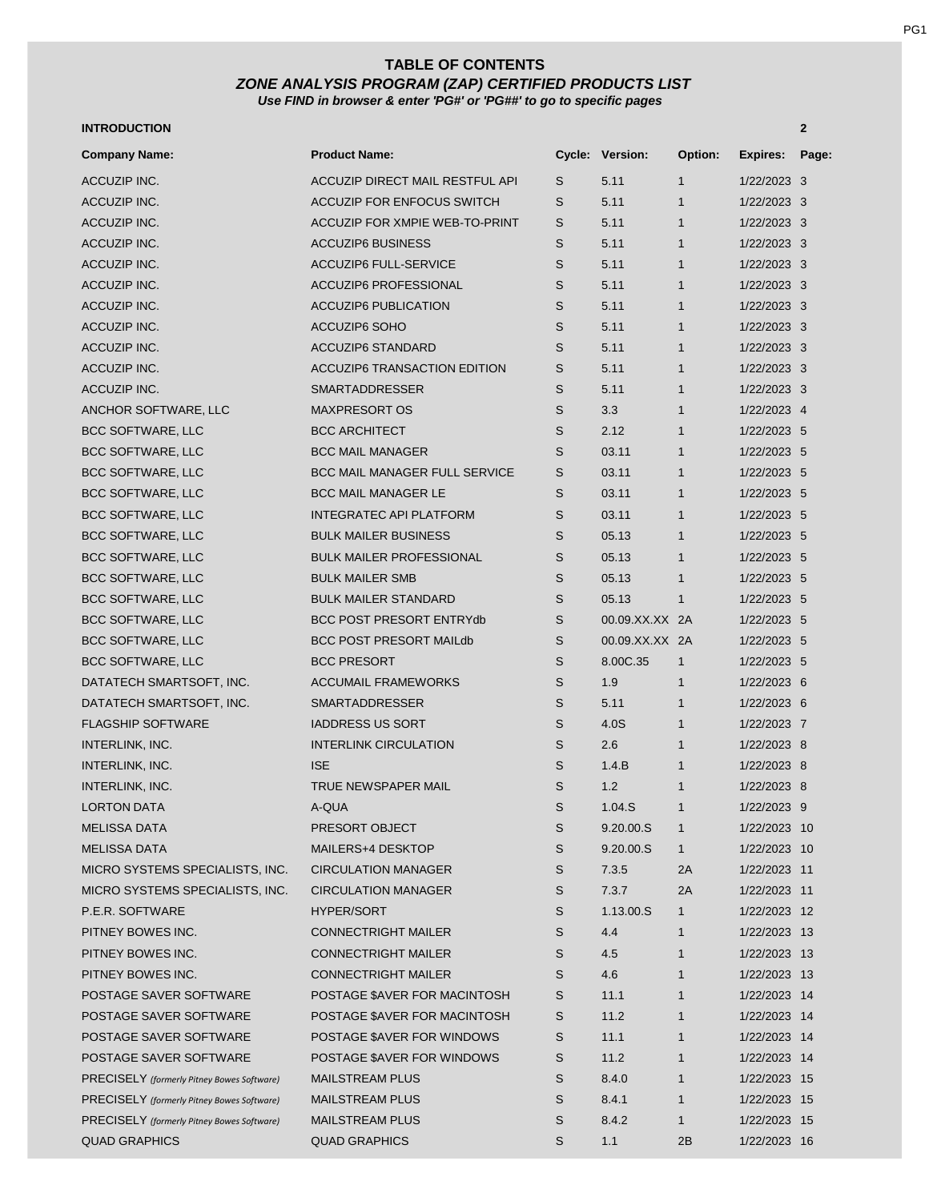# TABLE OF CONTENTS

## *ZONE ANALYSIS PROGRAM (ZAP) CERTIFIED PRODUCTS LIST*

***Use FIND in browser & enter 'PG#' or 'PG##' to go to specific pages***

**INTRODUCTION** **2**

| Company Name: | Product Name: | Cycle: | Version: | Option: | Expires: | Page: |
|---|---|---|---|---|---|---|
| ACCUZIP INC. | ACCUZIP DIRECT MAIL RESTFUL API | S | 5.11 | 1 | 1/22/2023 | 3 |
| ACCUZIP INC. | ACCUZIP FOR ENFOCUS SWITCH | S | 5.11 | 1 | 1/22/2023 | 3 |
| ACCUZIP INC. | ACCUZIP FOR XMPIE WEB-TO-PRINT | S | 5.11 | 1 | 1/22/2023 | 3 |
| ACCUZIP INC. | ACCUZIP6 BUSINESS | S | 5.11 | 1 | 1/22/2023 | 3 |
| ACCUZIP INC. | ACCUZIP6 FULL-SERVICE | S | 5.11 | 1 | 1/22/2023 | 3 |
| ACCUZIP INC. | ACCUZIP6 PROFESSIONAL | S | 5.11 | 1 | 1/22/2023 | 3 |
| ACCUZIP INC. | ACCUZIP6 PUBLICATION | S | 5.11 | 1 | 1/22/2023 | 3 |
| ACCUZIP INC. | ACCUZIP6 SOHO | S | 5.11 | 1 | 1/22/2023 | 3 |
| ACCUZIP INC. | ACCUZIP6 STANDARD | S | 5.11 | 1 | 1/22/2023 | 3 |
| ACCUZIP INC. | ACCUZIP6 TRANSACTION EDITION | S | 5.11 | 1 | 1/22/2023 | 3 |
| ACCUZIP INC. | SMARTADDRESSER | S | 5.11 | 1 | 1/22/2023 | 3 |
| ANCHOR SOFTWARE, LLC | MAXPRESORT OS | S | 3.3 | 1 | 1/22/2023 | 4 |
| BCC SOFTWARE, LLC | BCC ARCHITECT | S | 2.12 | 1 | 1/22/2023 | 5 |
| BCC SOFTWARE, LLC | BCC MAIL MANAGER | S | 03.11 | 1 | 1/22/2023 | 5 |
| BCC SOFTWARE, LLC | BCC MAIL MANAGER FULL SERVICE | S | 03.11 | 1 | 1/22/2023 | 5 |
| BCC SOFTWARE, LLC | BCC MAIL MANAGER LE | S | 03.11 | 1 | 1/22/2023 | 5 |
| BCC SOFTWARE, LLC | INTEGRATEC API PLATFORM | S | 03.11 | 1 | 1/22/2023 | 5 |
| BCC SOFTWARE, LLC | BULK MAILER BUSINESS | S | 05.13 | 1 | 1/22/2023 | 5 |
| BCC SOFTWARE, LLC | BULK MAILER PROFESSIONAL | S | 05.13 | 1 | 1/22/2023 | 5 |
| BCC SOFTWARE, LLC | BULK MAILER SMB | S | 05.13 | 1 | 1/22/2023 | 5 |
| BCC SOFTWARE, LLC | BULK MAILER STANDARD | S | 05.13 | 1 | 1/22/2023 | 5 |
| BCC SOFTWARE, LLC | BCC POST PRESORT ENTRYdb | S | 00.09.XX.XX | 2A | 1/22/2023 | 5 |
| BCC SOFTWARE, LLC | BCC POST PRESORT MAILdb | S | 00.09.XX.XX | 2A | 1/22/2023 | 5 |
| BCC SOFTWARE, LLC | BCC PRESORT | S | 8.00C.35 | 1 | 1/22/2023 | 5 |
| DATATECH SMARTSOFT, INC. | ACCUMAIL FRAMEWORKS | S | 1.9 | 1 | 1/22/2023 | 6 |
| DATATECH SMARTSOFT, INC. | SMARTADDRESSER | S | 5.11 | 1 | 1/22/2023 | 6 |
| FLAGSHIP SOFTWARE | IADDRESS US SORT | S | 4.0S | 1 | 1/22/2023 | 7 |
| INTERLINK, INC. | INTERLINK CIRCULATION | S | 2.6 | 1 | 1/22/2023 | 8 |
| INTERLINK, INC. | ISE | S | 1.4.B | 1 | 1/22/2023 | 8 |
| INTERLINK, INC. | TRUE NEWSPAPER MAIL | S | 1.2 | 1 | 1/22/2023 | 8 |
| LORTON DATA | A-QUA | S | 1.04.S | 1 | 1/22/2023 | 9 |
| MELISSA DATA | PRESORT OBJECT | S | 9.20.00.S | 1 | 1/22/2023 | 10 |
| MELISSA DATA | MAILERS+4 DESKTOP | S | 9.20.00.S | 1 | 1/22/2023 | 10 |
| MICRO SYSTEMS SPECIALISTS, INC. | CIRCULATION MANAGER | S | 7.3.5 | 2A | 1/22/2023 | 11 |
| MICRO SYSTEMS SPECIALISTS, INC. | CIRCULATION MANAGER | S | 7.3.7 | 2A | 1/22/2023 | 11 |
| P.E.R. SOFTWARE | HYPER/SORT | S | 1.13.00.S | 1 | 1/22/2023 | 12 |
| PITNEY BOWES INC. | CONNECTRIGHT MAILER | S | 4.4 | 1 | 1/22/2023 | 13 |
| PITNEY BOWES INC. | CONNECTRIGHT MAILER | S | 4.5 | 1 | 1/22/2023 | 13 |
| PITNEY BOWES INC. | CONNECTRIGHT MAILER | S | 4.6 | 1 | 1/22/2023 | 13 |
| POSTAGE SAVER SOFTWARE | POSTAGE $AVER FOR MACINTOSH | S | 11.1 | 1 | 1/22/2023 | 14 |
| POSTAGE SAVER SOFTWARE | POSTAGE $AVER FOR MACINTOSH | S | 11.2 | 1 | 1/22/2023 | 14 |
| POSTAGE SAVER SOFTWARE | POSTAGE $AVER FOR WINDOWS | S | 11.1 | 1 | 1/22/2023 | 14 |
| POSTAGE SAVER SOFTWARE | POSTAGE $AVER FOR WINDOWS | S | 11.2 | 1 | 1/22/2023 | 14 |
| PRECISELY *(formerly Pitney Bowes Software)* | MAILSTREAM PLUS | S | 8.4.0 | 1 | 1/22/2023 | 15 |
| PRECISELY *(formerly Pitney Bowes Software)* | MAILSTREAM PLUS | S | 8.4.1 | 1 | 1/22/2023 | 15 |
| PRECISELY *(formerly Pitney Bowes Software)* | MAILSTREAM PLUS | S | 8.4.2 | 1 | 1/22/2023 | 15 |
| QUAD GRAPHICS | QUAD GRAPHICS | S | 1.1 | 2B | 1/22/2023 | 16 |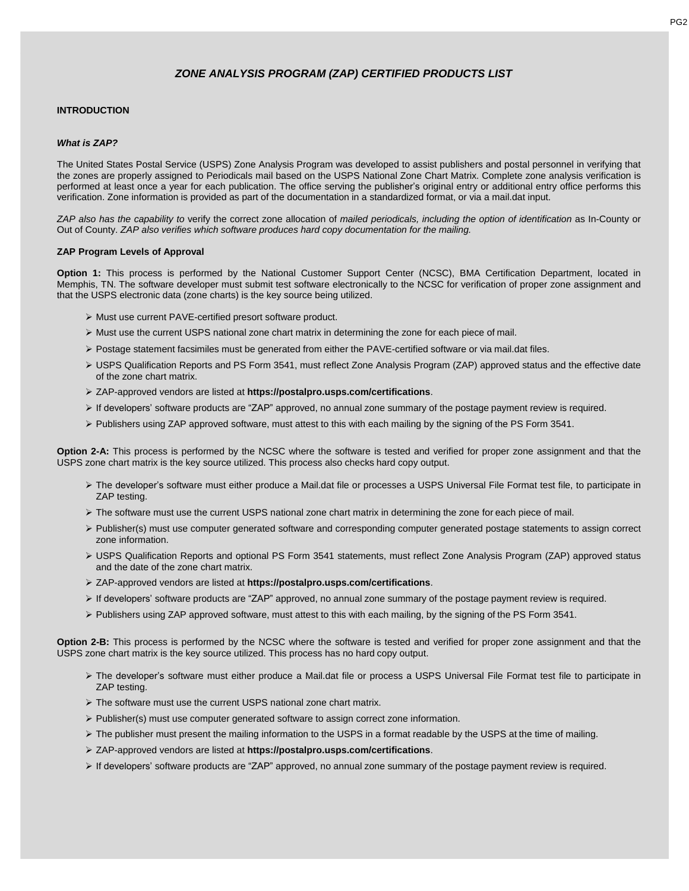## *ZONE ANALYSIS PROGRAM (ZAP) CERTIFIED PRODUCTS LIST*

### INTRODUCTION

#### *What is ZAP?*

The United States Postal Service (USPS) Zone Analysis Program was developed to assist publishers and postal personnel in verifying that the zones are properly assigned to Periodicals mail based on the USPS National Zone Chart Matrix. Complete zone analysis verification is performed at least once a year for each publication. The office serving the publisher's original entry or additional entry office performs this verification. Zone information is provided as part of the documentation in a standardized format, or via a mail.dat input.

*ZAP also has the capability to* verify the correct zone allocation of *mailed periodicals, including the option of identification* as In-County or Out of County. *ZAP also verifies which software produces hard copy documentation for the mailing.*

#### ZAP Program Levels of Approval

**Option 1:** This process is performed by the National Customer Support Center (NCSC), BMA Certification Department, located in Memphis, TN. The software developer must submit test software electronically to the NCSC for verification of proper zone assignment and that the USPS electronic data (zone charts) is the key source being utilized.

- Must use current PAVE-certified presort software product.
- Must use the current USPS national zone chart matrix in determining the zone for each piece of mail.
- Postage statement facsimiles must be generated from either the PAVE-certified software or via mail.dat files.
- USPS Qualification Reports and PS Form 3541, must reflect Zone Analysis Program (ZAP) approved status and the effective date of the zone chart matrix.
- ZAP-approved vendors are listed at **https://postalpro.usps.com/certifications**.
- If developers' software products are "ZAP" approved, no annual zone summary of the postage payment review is required.
- Publishers using ZAP approved software, must attest to this with each mailing by the signing of the PS Form 3541.

**Option 2-A:** This process is performed by the NCSC where the software is tested and verified for proper zone assignment and that the USPS zone chart matrix is the key source utilized. This process also checks hard copy output.

- The developer's software must either produce a Mail.dat file or processes a USPS Universal File Format test file, to participate in ZAP testing.
- The software must use the current USPS national zone chart matrix in determining the zone for each piece of mail.
- Publisher(s) must use computer generated software and corresponding computer generated postage statements to assign correct zone information.
- USPS Qualification Reports and optional PS Form 3541 statements, must reflect Zone Analysis Program (ZAP) approved status and the date of the zone chart matrix.
- ZAP-approved vendors are listed at **https://postalpro.usps.com/certifications**.
- If developers' software products are "ZAP" approved, no annual zone summary of the postage payment review is required.
- Publishers using ZAP approved software, must attest to this with each mailing, by the signing of the PS Form 3541.

**Option 2-B:** This process is performed by the NCSC where the software is tested and verified for proper zone assignment and that the USPS zone chart matrix is the key source utilized. This process has no hard copy output.

- The developer's software must either produce a Mail.dat file or process a USPS Universal File Format test file to participate in ZAP testing.
- The software must use the current USPS national zone chart matrix.
- Publisher(s) must use computer generated software to assign correct zone information.
- The publisher must present the mailing information to the USPS in a format readable by the USPS at the time of mailing.
- ZAP-approved vendors are listed at **https://postalpro.usps.com/certifications**.
- If developers' software products are "ZAP" approved, no annual zone summary of the postage payment review is required.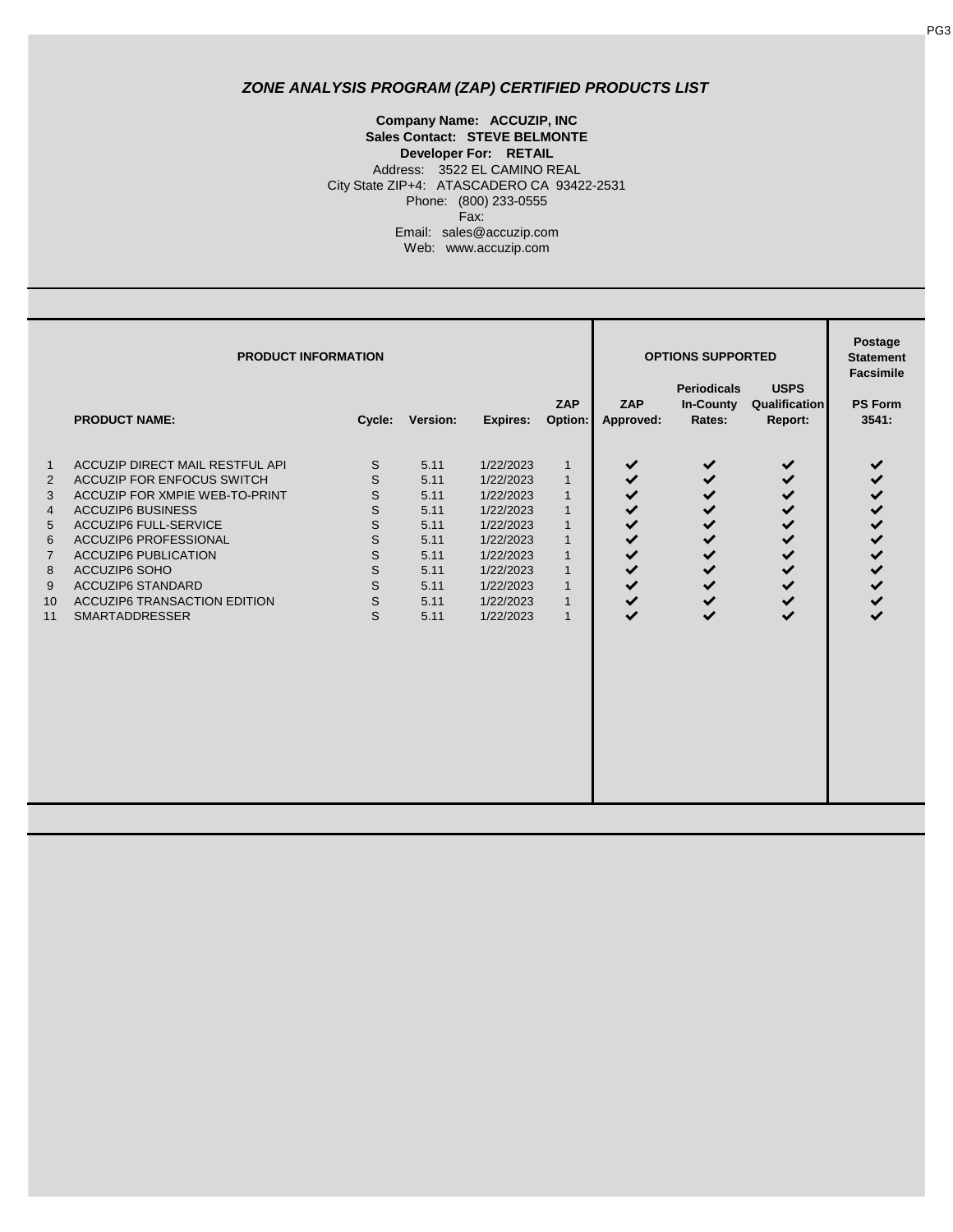## *ZONE ANALYSIS PROGRAM (ZAP) CERTIFIED PRODUCTS LIST*

**Company Name: ACCUZIP, INC**
**Sales Contact: STEVE BELMONTE**
**Developer For: RETAIL**
Address: 3522 EL CAMINO REAL
City State ZIP+4: ATASCADERO CA 93422-2531
Phone: (800) 233-0555
Fax:
Email: sales@accuzip.com
Web: www.accuzip.com

| | PRODUCT INFORMATION | | | | | OPTIONS SUPPORTED | | | Postage Statement Facsimile |
|---|---|---|---|---|---|---|---|---|---|
| | **PRODUCT NAME:** | **Cycle:** | **Version:** | **Expires:** | **ZAP Option:** | **ZAP Approved:** | **Periodicals In-County Rates:** | **USPS Qualification Report:** | **PS Form 3541:** |
| 1 | ACCUZIP DIRECT MAIL RESTFUL API | S | 5.11 | 1/22/2023 | 1 | ✔ | ✔ | ✔ | ✔ |
| 2 | ACCUZIP FOR ENFOCUS SWITCH | S | 5.11 | 1/22/2023 | 1 | ✔ | ✔ | ✔ | ✔ |
| 3 | ACCUZIP FOR XMPIE WEB-TO-PRINT | S | 5.11 | 1/22/2023 | 1 | ✔ | ✔ | ✔ | ✔ |
| 4 | ACCUZIP6 BUSINESS | S | 5.11 | 1/22/2023 | 1 | ✔ | ✔ | ✔ | ✔ |
| 5 | ACCUZIP6 FULL-SERVICE | S | 5.11 | 1/22/2023 | 1 | ✔ | ✔ | ✔ | ✔ |
| 6 | ACCUZIP6 PROFESSIONAL | S | 5.11 | 1/22/2023 | 1 | ✔ | ✔ | ✔ | ✔ |
| 7 | ACCUZIP6 PUBLICATION | S | 5.11 | 1/22/2023 | 1 | ✔ | ✔ | ✔ | ✔ |
| 8 | ACCUZIP6 SOHO | S | 5.11 | 1/22/2023 | 1 | ✔ | ✔ | ✔ | ✔ |
| 9 | ACCUZIP6 STANDARD | S | 5.11 | 1/22/2023 | 1 | ✔ | ✔ | ✔ | ✔ |
| 10 | ACCUZIP6 TRANSACTION EDITION | S | 5.11 | 1/22/2023 | 1 | ✔ | ✔ | ✔ | ✔ |
| 11 | SMARTADDRESSER | S | 5.11 | 1/22/2023 | 1 | ✔ | ✔ | ✔ | ✔ |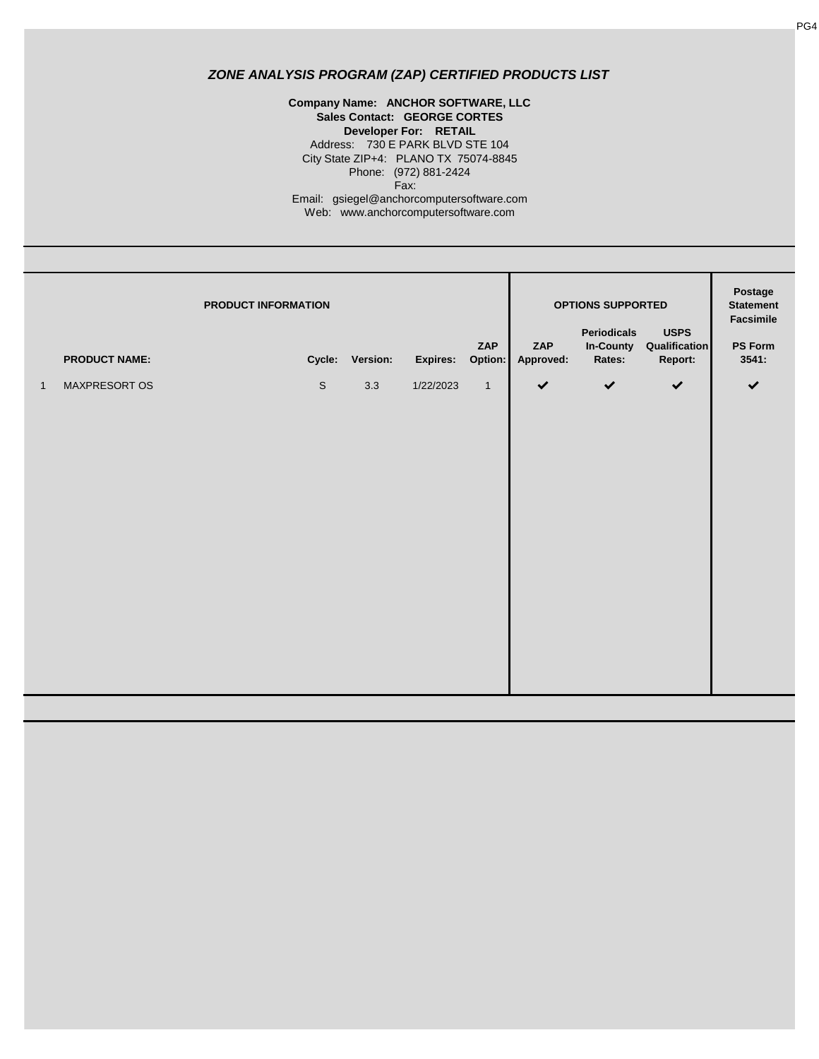# *ZONE ANALYSIS PROGRAM (ZAP) CERTIFIED PRODUCTS LIST*

**Company Name: ANCHOR SOFTWARE, LLC**
**Sales Contact: GEORGE CORTES**
**Developer For: RETAIL**
Address: 730 E PARK BLVD STE 104
City State ZIP+4: PLANO TX 75074-8845
Phone: (972) 881-2424
Fax:
Email: gsiegel@anchorcomputersoftware.com
Web: www.anchorcomputersoftware.com

| | PRODUCT INFORMATION | | | | | OPTIONS SUPPORTED | | | Postage Statement Facsimile |
|---|---|---|---|---|---|---|---|---|---|
| | **PRODUCT NAME:** | **Cycle:** | **Version:** | **Expires:** | **ZAP Option:** | **ZAP Approved:** | **Periodicals In-County Rates:** | **USPS Qualification Report:** | **PS Form 3541:** |
| 1 | MAXPRESORT OS | S | 3.3 | 1/22/2023 | 1 | ✔ | ✔ | ✔ | ✔ |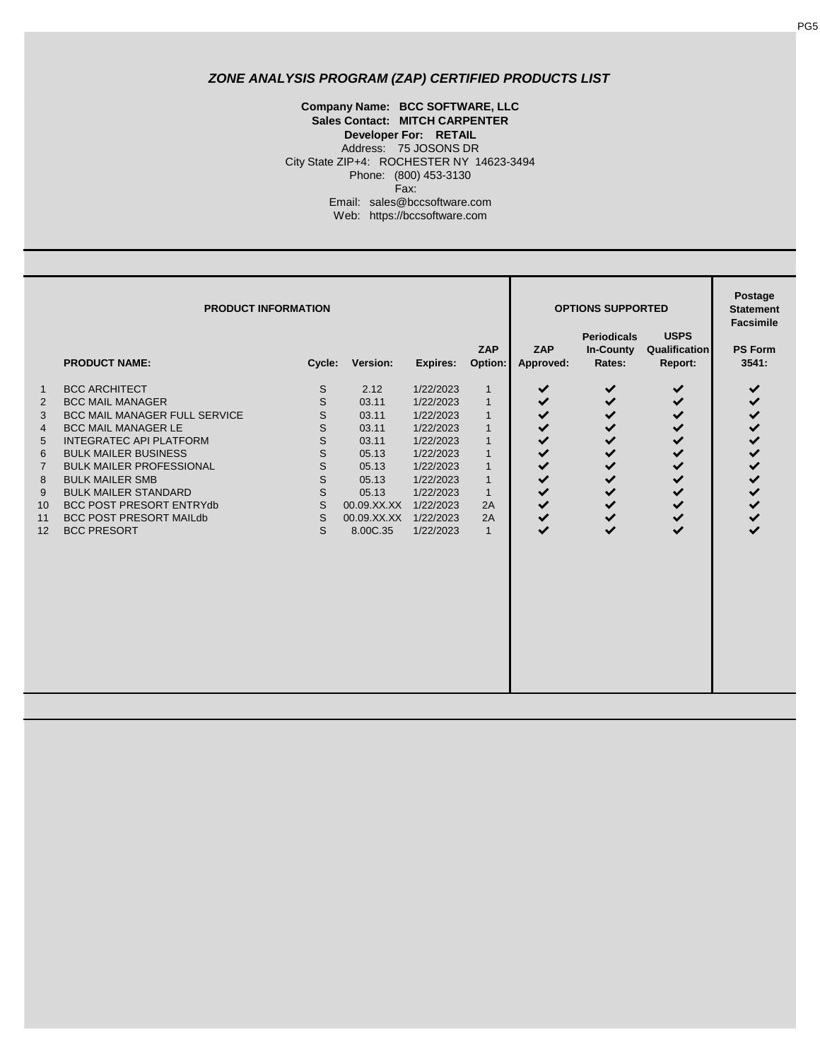# *ZONE ANALYSIS PROGRAM (ZAP) CERTIFIED PRODUCTS LIST*

**Company Name: BCC SOFTWARE, LLC**
**Sales Contact: MITCH CARPENTER**
**Developer For: RETAIL**
Address: 75 JOSONS DR
City State ZIP+4: ROCHESTER NY 14623-3494
Phone: (800) 453-3130
Fax:
Email: sales@bccsoftware.com
Web: https://bccsoftware.com

| PRODUCT INFORMATION | | | | | | OPTIONS SUPPORTED | | | Postage Statement Facsimile |
|---|---|---|---|---|---|---|---|---|---|
| | PRODUCT NAME: | Cycle: | Version: | Expires: | ZAP Option: | ZAP Approved: | Periodicals In-County Rates: | USPS Qualification Report: | PS Form 3541: |
| 1 | BCC ARCHITECT | S | 2.12 | 1/22/2023 | 1 | ✔ | ✔ | ✔ | ✔ |
| 2 | BCC MAIL MANAGER | S | 03.11 | 1/22/2023 | 1 | ✔ | ✔ | ✔ | ✔ |
| 3 | BCC MAIL MANAGER FULL SERVICE | S | 03.11 | 1/22/2023 | 1 | ✔ | ✔ | ✔ | ✔ |
| 4 | BCC MAIL MANAGER LE | S | 03.11 | 1/22/2023 | 1 | ✔ | ✔ | ✔ | ✔ |
| 5 | INTEGRATEC API PLATFORM | S | 03.11 | 1/22/2023 | 1 | ✔ | ✔ | ✔ | ✔ |
| 6 | BULK MAILER BUSINESS | S | 05.13 | 1/22/2023 | 1 | ✔ | ✔ | ✔ | ✔ |
| 7 | BULK MAILER PROFESSIONAL | S | 05.13 | 1/22/2023 | 1 | ✔ | ✔ | ✔ | ✔ |
| 8 | BULK MAILER SMB | S | 05.13 | 1/22/2023 | 1 | ✔ | ✔ | ✔ | ✔ |
| 9 | BULK MAILER STANDARD | S | 05.13 | 1/22/2023 | 1 | ✔ | ✔ | ✔ | ✔ |
| 10 | BCC POST PRESORT ENTRYdb | S | 00.09.XX.XX | 1/22/2023 | 2A | ✔ | ✔ | ✔ | ✔ |
| 11 | BCC POST PRESORT MAILdb | S | 00.09.XX.XX | 1/22/2023 | 2A | ✔ | ✔ | ✔ | ✔ |
| 12 | BCC PRESORT | S | 8.00C.35 | 1/22/2023 | 1 | ✔ | ✔ | ✔ | ✔ |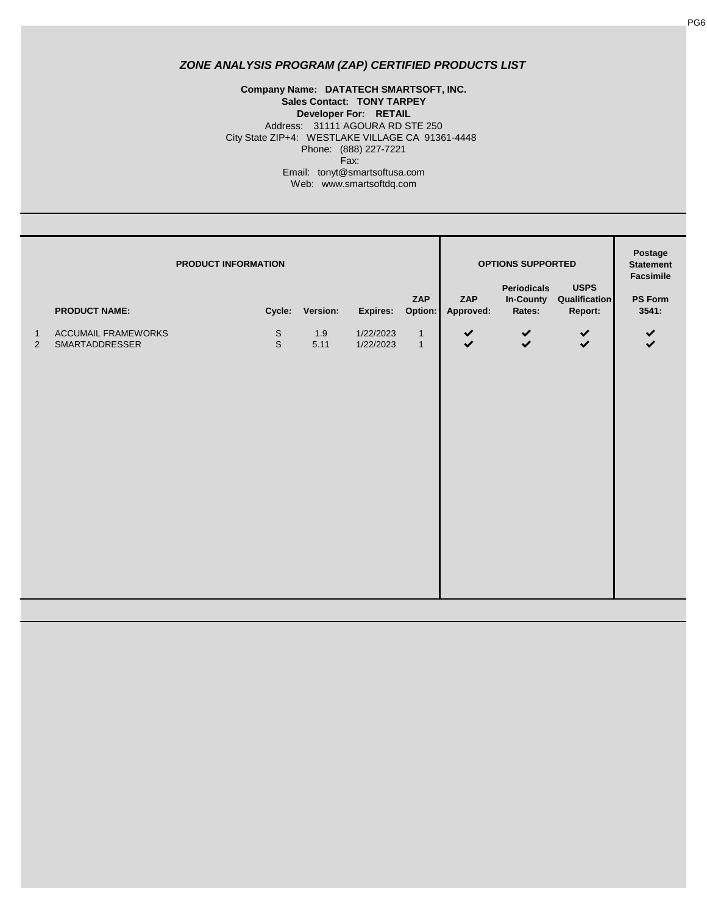## *ZONE ANALYSIS PROGRAM (ZAP) CERTIFIED PRODUCTS LIST*

**Company Name: DATATECH SMARTSOFT, INC.**
**Sales Contact: TONY TARPEY**
**Developer For: RETAIL**
Address: 31111 AGOURA RD STE 250
City State ZIP+4: WESTLAKE VILLAGE CA 91361-4448
Phone: (888) 227-7221
Fax:
Email: tonyt@smartsoftusa.com
Web: www.smartsoftdq.com

| | PRODUCT INFORMATION | | | | | OPTIONS SUPPORTED | | | Postage Statement Facsimile |
|---|---|---|---|---|---|---|---|---|---|
| | **PRODUCT NAME:** | **Cycle:** | **Version:** | **Expires:** | **ZAP Option:** | **ZAP Approved:** | **Periodicals In-County Rates:** | **USPS Qualification Report:** | **PS Form 3541:** |
| 1 | ACCUMAIL FRAMEWORKS | S | 1.9 | 1/22/2023 | 1 | ✔ | ✔ | ✔ | ✔ |
| 2 | SMARTADDRESSER | S | 5.11 | 1/22/2023 | 1 | ✔ | ✔ | ✔ | ✔ |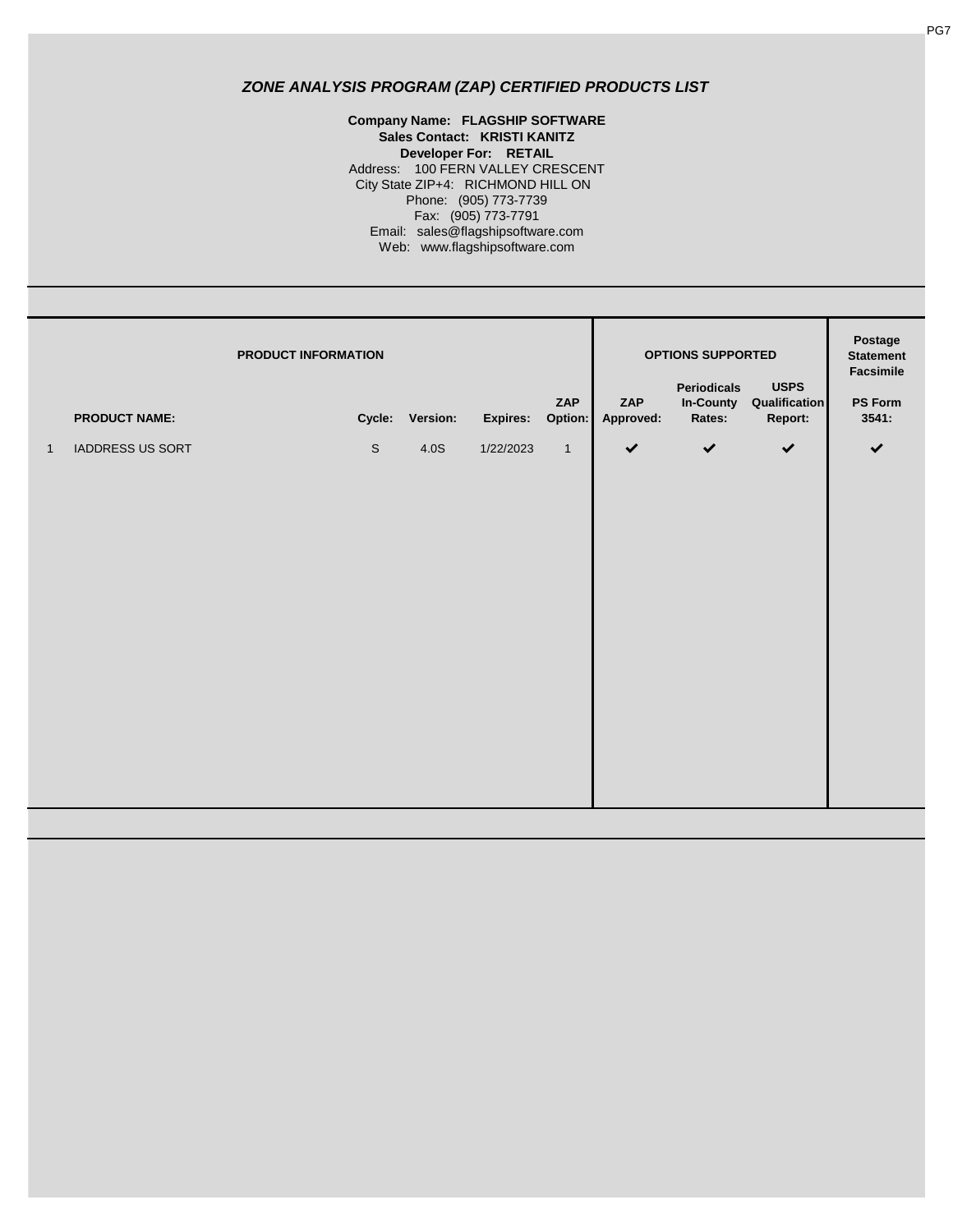## *ZONE ANALYSIS PROGRAM (ZAP) CERTIFIED PRODUCTS LIST*

**Company Name: FLAGSHIP SOFTWARE**
**Sales Contact: KRISTI KANITZ**
**Developer For: RETAIL**
Address: 100 FERN VALLEY CRESCENT
City State ZIP+4: RICHMOND HILL ON
Phone: (905) 773-7739
Fax: (905) 773-7791
Email: sales@flagshipsoftware.com
Web: www.flagshipsoftware.com

| | PRODUCT INFORMATION | | | | | OPTIONS SUPPORTED | | | Postage Statement Facsimile |
|---|---|---|---|---|---|---|---|---|---|
| | **PRODUCT NAME:** | **Cycle:** | **Version:** | **Expires:** | **ZAP Option:** | **ZAP Approved:** | **Periodicals In-County Rates:** | **USPS Qualification Report:** | **PS Form 3541:** |
| 1 | IADDRESS US SORT | S | 4.0S | 1/22/2023 | 1 | ✔ | ✔ | ✔ | ✔ |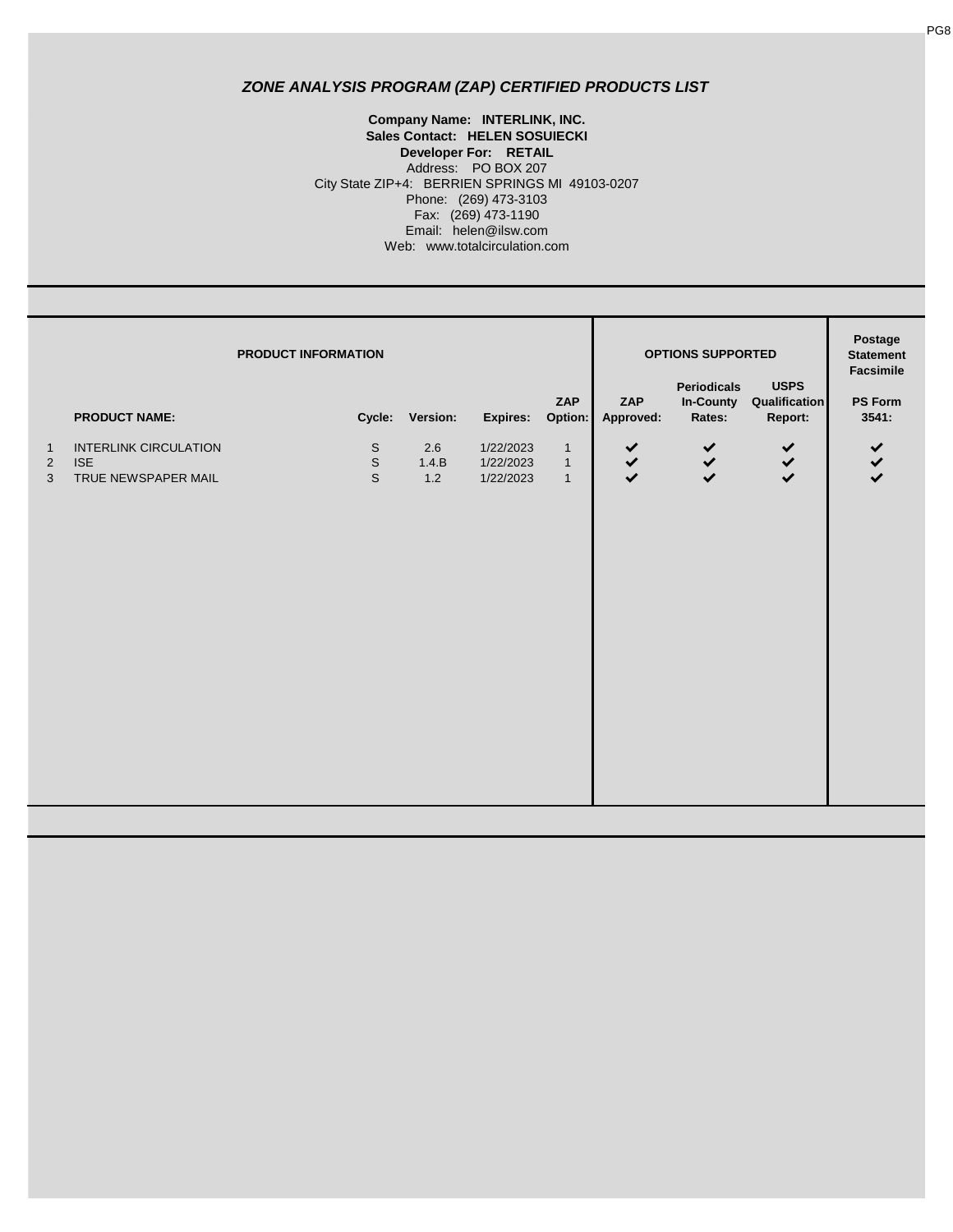# *ZONE ANALYSIS PROGRAM (ZAP) CERTIFIED PRODUCTS LIST*

**Company Name: INTERLINK, INC.**
**Sales Contact: HELEN SOSUIECKI**
**Developer For: RETAIL**
Address: PO BOX 207
City State ZIP+4: BERRIEN SPRINGS MI 49103-0207
Phone: (269) 473-3103
Fax: (269) 473-1190
Email: helen@ilsw.com
Web: www.totalcirculation.com

| | **PRODUCT INFORMATION** | | | | | **OPTIONS SUPPORTED** | | | **Postage Statement Facsimile** |
|---|---|---|---|---|---|---|---|---|---|
| | **PRODUCT NAME:** | **Cycle:** | **Version:** | **Expires:** | **ZAP Option:** | **ZAP Approved:** | **Periodicals In-County Rates:** | **USPS Qualification Report:** | **PS Form 3541:** |
| 1 | INTERLINK CIRCULATION | S | 2.6 | 1/22/2023 | 1 | ✔ | ✔ | ✔ | ✔ |
| 2 | ISE | S | 1.4.B | 1/22/2023 | 1 | ✔ | ✔ | ✔ | ✔ |
| 3 | TRUE NEWSPAPER MAIL | S | 1.2 | 1/22/2023 | 1 | ✔ | ✔ | ✔ | ✔ |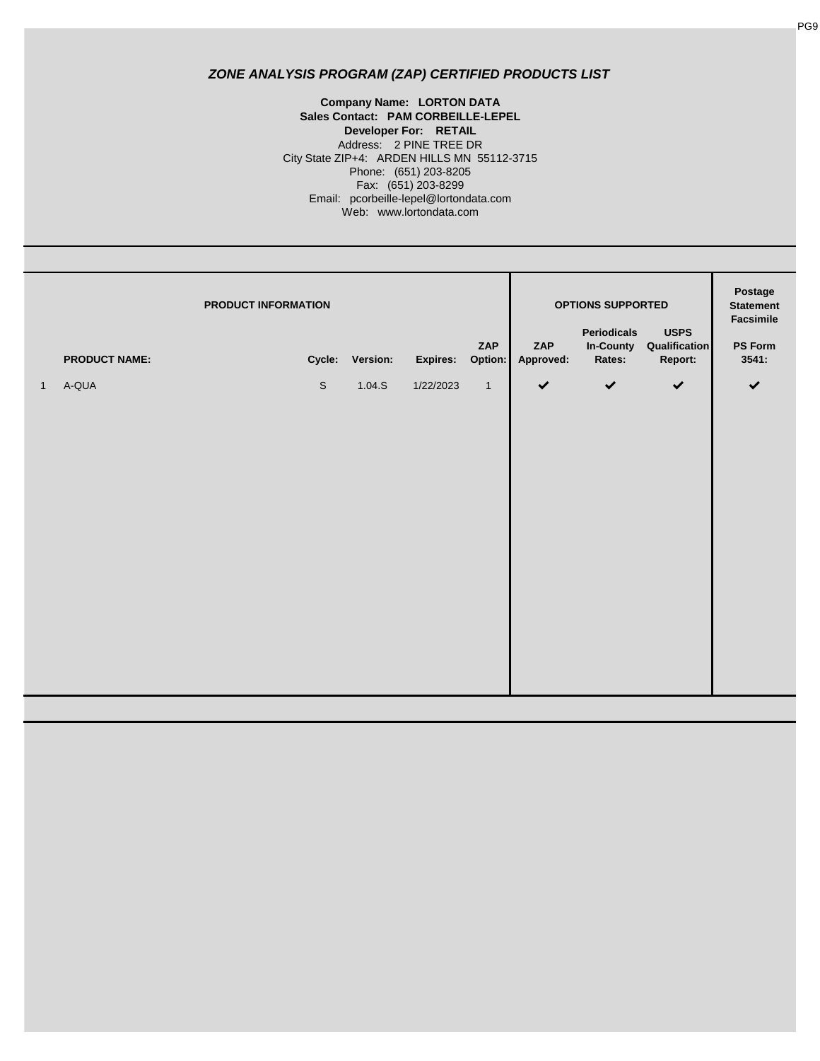## *ZONE ANALYSIS PROGRAM (ZAP) CERTIFIED PRODUCTS LIST*

**Company Name: LORTON DATA**
**Sales Contact: PAM CORBEILLE-LEPEL**
**Developer For: RETAIL**
Address: 2 PINE TREE DR
City State ZIP+4: ARDEN HILLS MN 55112-3715
Phone: (651) 203-8205
Fax: (651) 203-8299
Email: pcorbeille-lepel@lortondata.com
Web: www.lortondata.com

| | PRODUCT INFORMATION | | | | | OPTIONS SUPPORTED | | | Postage Statement Facsimile |
|---|---|---|---|---|---|---|---|---|---|
| | **PRODUCT NAME:** | **Cycle:** | **Version:** | **Expires:** | **ZAP Option:** | **ZAP Approved:** | **Periodicals In-County Rates:** | **USPS Qualification Report:** | **PS Form 3541:** |
| 1 | A-QUA | S | 1.04.S | 1/22/2023 | 1 | ✔ | ✔ | ✔ | ✔ |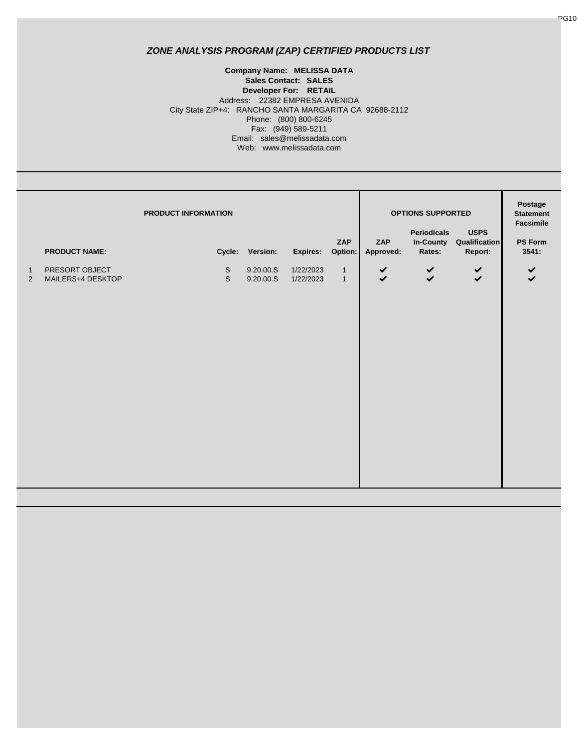## *ZONE ANALYSIS PROGRAM (ZAP) CERTIFIED PRODUCTS LIST*

**Company Name: MELISSA DATA**
**Sales Contact: SALES**
**Developer For: RETAIL**
Address: 22382 EMPRESA AVENIDA
City State ZIP+4: RANCHO SANTA MARGARITA CA 92688-2112
Phone: (800) 800-6245
Fax: (949) 589-5211
Email: sales@melissadata.com
Web: www.melissadata.com

| | **PRODUCT INFORMATION** | | | | | **OPTIONS SUPPORTED** | | | **Postage Statement Facsimile** |
|---|---|---|---|---|---|---|---|---|---|
| | **PRODUCT NAME:** | **Cycle:** | **Version:** | **Expires:** | **ZAP Option:** | **ZAP Approved:** | **Periodicals In-County Rates:** | **USPS Qualification Report:** | **PS Form 3541:** |
| 1 | PRESORT OBJECT | S | 9.20.00.S | 1/22/2023 | 1 | ✔ | ✔ | ✔ | ✔ |
| 2 | MAILERS+4 DESKTOP | S | 9.20.00.S | 1/22/2023 | 1 | ✔ | ✔ | ✔ | ✔ |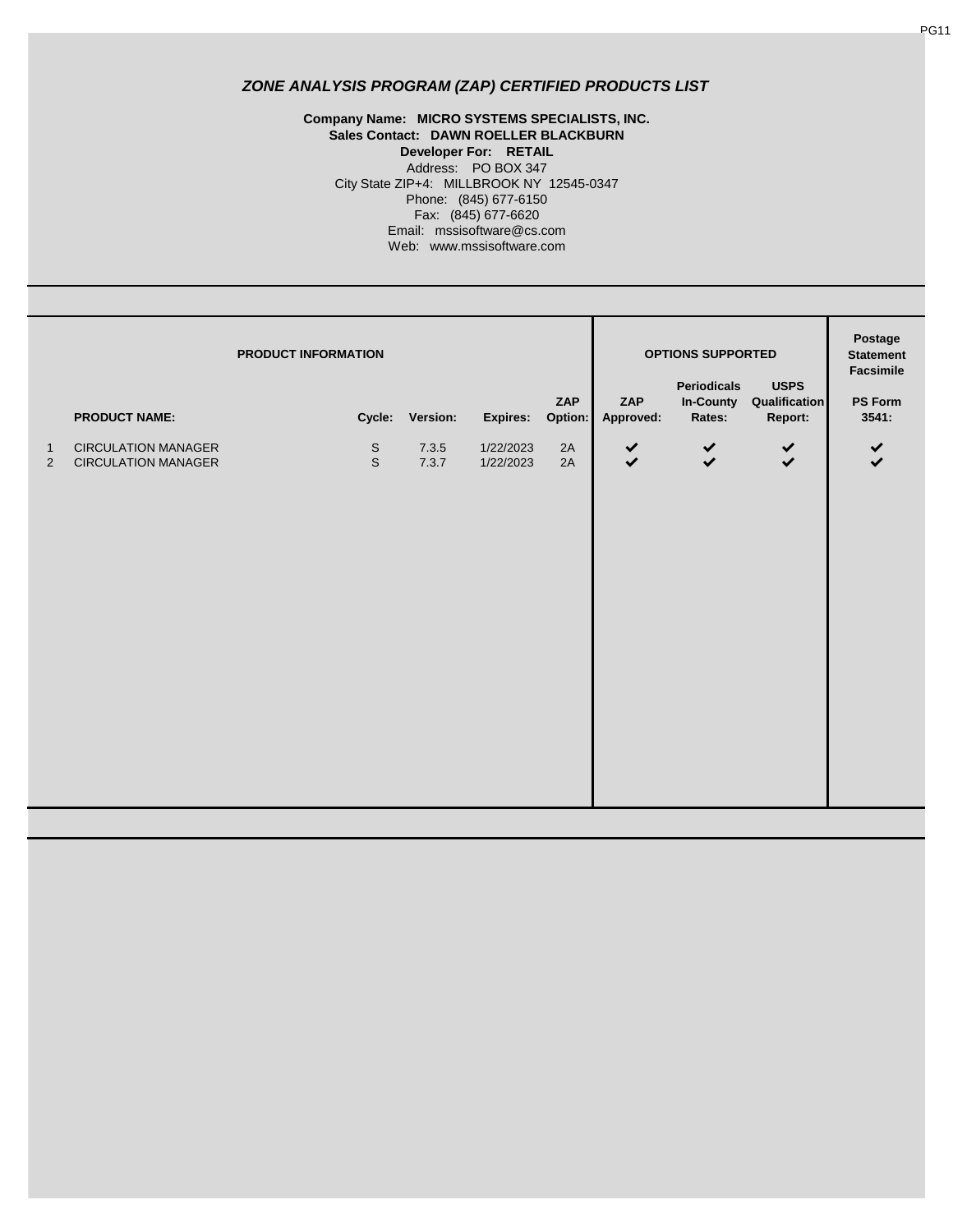# *ZONE ANALYSIS PROGRAM (ZAP) CERTIFIED PRODUCTS LIST*

**Company Name: MICRO SYSTEMS SPECIALISTS, INC.**
**Sales Contact: DAWN ROELLER BLACKBURN**
**Developer For: RETAIL**
Address: PO BOX 347
City State ZIP+4: MILLBROOK NY 12545-0347
Phone: (845) 677-6150
Fax: (845) 677-6620
Email: mssisoftware@cs.com
Web: www.mssisoftware.com

| | PRODUCT INFORMATION | | | | | OPTIONS SUPPORTED | | | Postage Statement Facsimile |
|---|---|---|---|---|---|---|---|---|---|
| | **PRODUCT NAME:** | **Cycle:** | **Version:** | **Expires:** | **ZAP Option:** | **ZAP Approved:** | **Periodicals In-County Rates:** | **USPS Qualification Report:** | **PS Form 3541:** |
| 1 | CIRCULATION MANAGER | S | 7.3.5 | 1/22/2023 | 2A | ✔ | ✔ | ✔ | ✔ |
| 2 | CIRCULATION MANAGER | S | 7.3.7 | 1/22/2023 | 2A | ✔ | ✔ | ✔ | ✔ |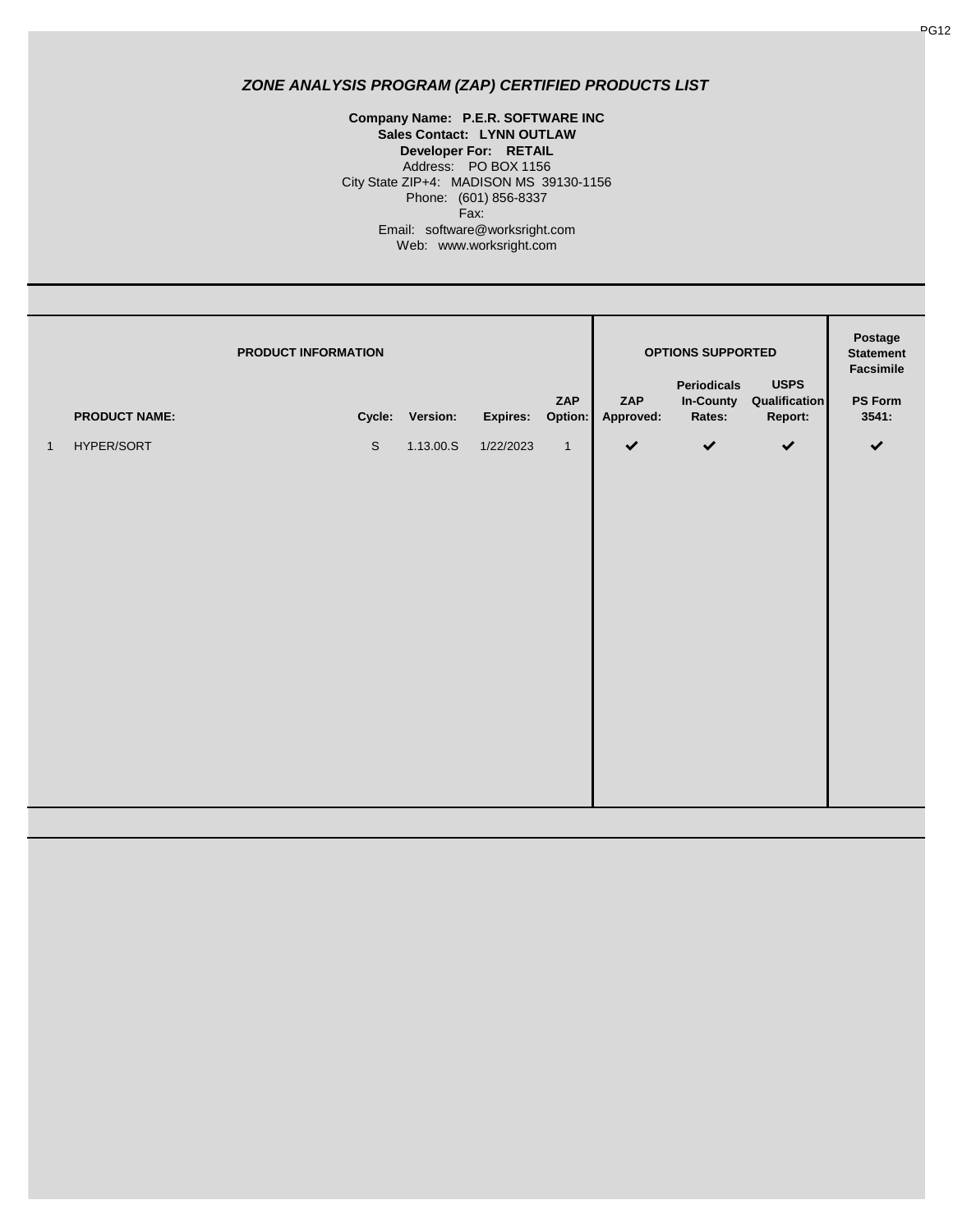## *ZONE ANALYSIS PROGRAM (ZAP) CERTIFIED PRODUCTS LIST*

**Company Name: P.E.R. SOFTWARE INC**
**Sales Contact: LYNN OUTLAW**
**Developer For: RETAIL**
Address: PO BOX 1156
City State ZIP+4: MADISON MS 39130-1156
Phone: (601) 856-8337
Fax:
Email: software@worksright.com
Web: www.worksright.com

| | **PRODUCT INFORMATION** | | | | | **OPTIONS SUPPORTED** | | | **Postage Statement Facsimile** |
|---|---|---|---|---|---|---|---|---|---|
| | **PRODUCT NAME:** | **Cycle:** | **Version:** | **Expires:** | **ZAP Option:** | **ZAP Approved:** | **Periodicals In-County Rates:** | **USPS Qualification Report:** | **PS Form 3541:** |
| 1 | HYPER/SORT | S | 1.13.00.S | 1/22/2023 | 1 | ✔ | ✔ | ✔ | ✔ |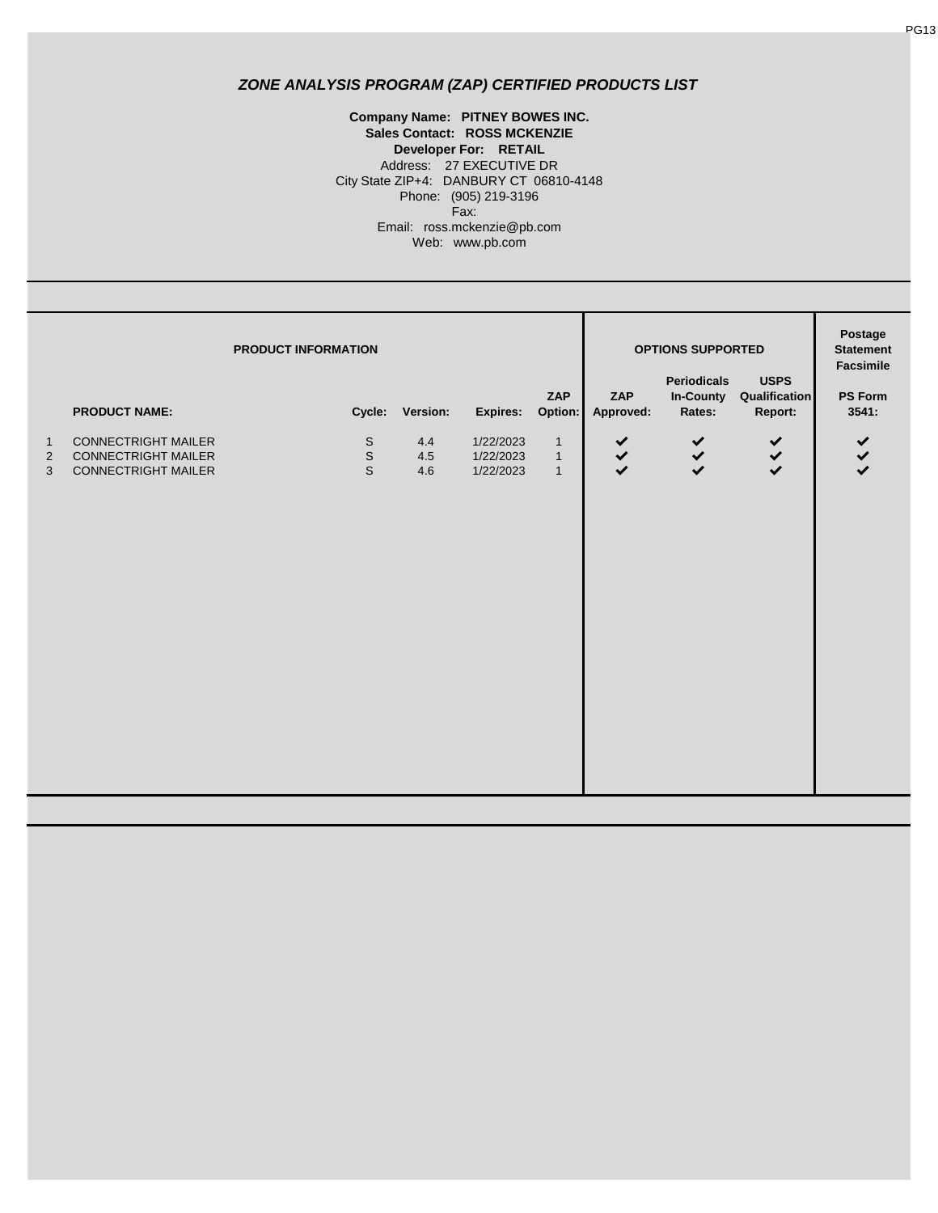# *ZONE ANALYSIS PROGRAM (ZAP) CERTIFIED PRODUCTS LIST*

**Company Name: PITNEY BOWES INC.**
**Sales Contact: ROSS MCKENZIE**
**Developer For: RETAIL**
Address: 27 EXECUTIVE DR
City State ZIP+4: DANBURY CT 06810-4148
Phone: (905) 219-3196
Fax:
Email: ross.mckenzie@pb.com
Web: www.pb.com

| | PRODUCT INFORMATION | | | | | OPTIONS SUPPORTED | | | Postage Statement Facsimile |
|---|---|---|---|---|---|---|---|---|---|
| | **PRODUCT NAME:** | **Cycle:** | **Version:** | **Expires:** | **ZAP Option:** | **ZAP Approved:** | **Periodicals In-County Rates:** | **USPS Qualification Report:** | **PS Form 3541:** |
| 1 | CONNECTRIGHT MAILER | S | 4.4 | 1/22/2023 | 1 | ✔ | ✔ | ✔ | ✔ |
| 2 | CONNECTRIGHT MAILER | S | 4.5 | 1/22/2023 | 1 | ✔ | ✔ | ✔ | ✔ |
| 3 | CONNECTRIGHT MAILER | S | 4.6 | 1/22/2023 | 1 | ✔ | ✔ | ✔ | ✔ |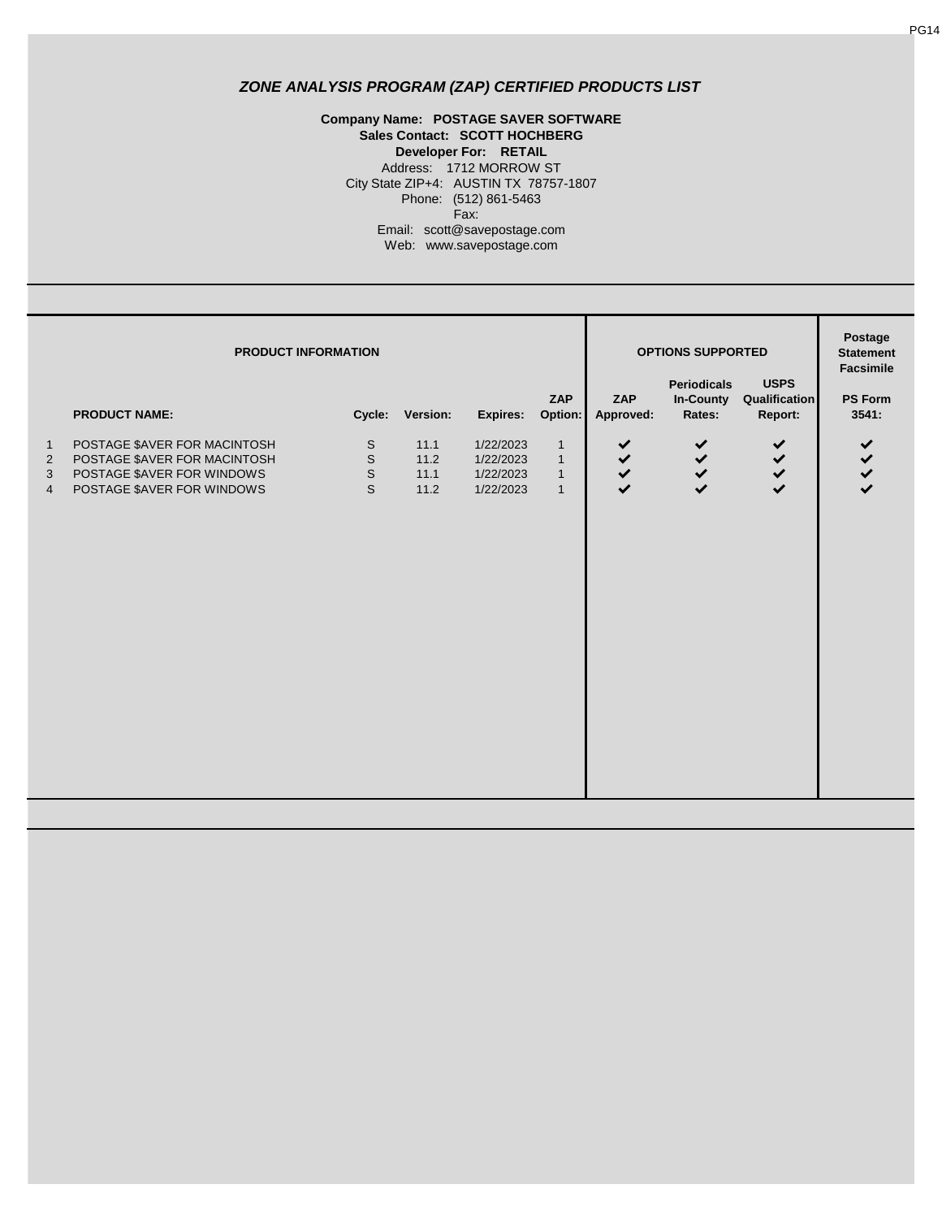### *ZONE ANALYSIS PROGRAM (ZAP) CERTIFIED PRODUCTS LIST*

**Company Name: POSTAGE SAVER SOFTWARE**
**Sales Contact: SCOTT HOCHBERG**
**Developer For: RETAIL**
Address: 1712 MORROW ST
City State ZIP+4: AUSTIN TX 78757-1807
Phone: (512) 861-5463
Fax:
Email: scott@savepostage.com
Web: www.savepostage.com

| | PRODUCT INFORMATION | | | | | OPTIONS SUPPORTED | | | Postage Statement Facsimile |
|---|---|---|---|---|---|---|---|---|---|
| | **PRODUCT NAME:** | **Cycle:** | **Version:** | **Expires:** | **ZAP Option:** | **ZAP Approved:** | **Periodicals In-County Rates:** | **USPS Qualification Report:** | **PS Form 3541:** |
| 1 | POSTAGE $AVER FOR MACINTOSH | S | 11.1 | 1/22/2023 | 1 | ✔ | ✔ | ✔ | ✔ |
| 2 | POSTAGE $AVER FOR MACINTOSH | S | 11.2 | 1/22/2023 | 1 | ✔ | ✔ | ✔ | ✔ |
| 3 | POSTAGE $AVER FOR WINDOWS | S | 11.1 | 1/22/2023 | 1 | ✔ | ✔ | ✔ | ✔ |
| 4 | POSTAGE $AVER FOR WINDOWS | S | 11.2 | 1/22/2023 | 1 | ✔ | ✔ | ✔ | ✔ |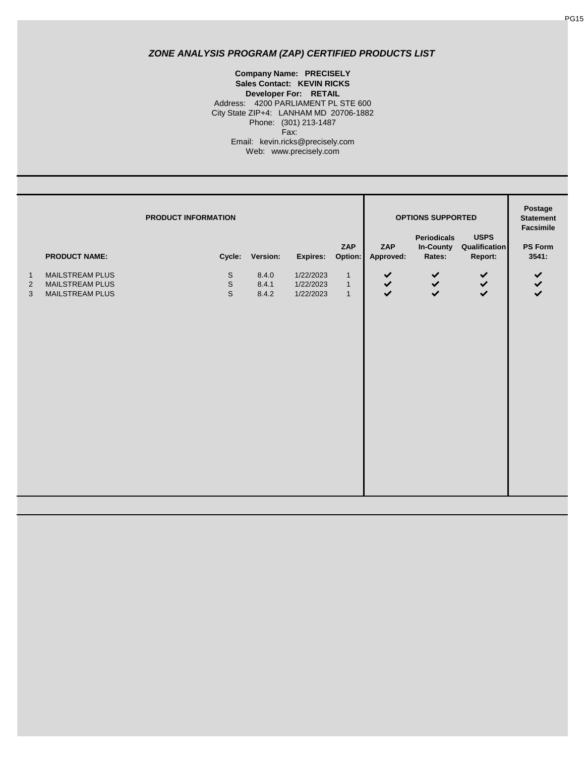## ZONE ANALYSIS PROGRAM (ZAP) CERTIFIED PRODUCTS LIST

**Company Name: PRECISELY**
**Sales Contact: KEVIN RICKS**
**Developer For: RETAIL**
Address: 4200 PARLIAMENT PL STE 600
City State ZIP+4: LANHAM MD 20706-1882
Phone: (301) 213-1487
Fax:
Email: kevin.ricks@precisely.com
Web: www.precisely.com

| | PRODUCT INFORMATION | | | | | OPTIONS SUPPORTED | | | Postage Statement Facsimile |
|---|---|---|---|---|---|---|---|---|---|
| | **PRODUCT NAME:** | **Cycle:** | **Version:** | **Expires:** | **ZAP Option:** | **ZAP Approved:** | **Periodicals In-County Rates:** | **USPS Qualification Report:** | **PS Form 3541:** |
| 1 | MAILSTREAM PLUS | S | 8.4.0 | 1/22/2023 | 1 | ✔ | ✔ | ✔ | ✔ |
| 2 | MAILSTREAM PLUS | S | 8.4.1 | 1/22/2023 | 1 | ✔ | ✔ | ✔ | ✔ |
| 3 | MAILSTREAM PLUS | S | 8.4.2 | 1/22/2023 | 1 | ✔ | ✔ | ✔ | ✔ |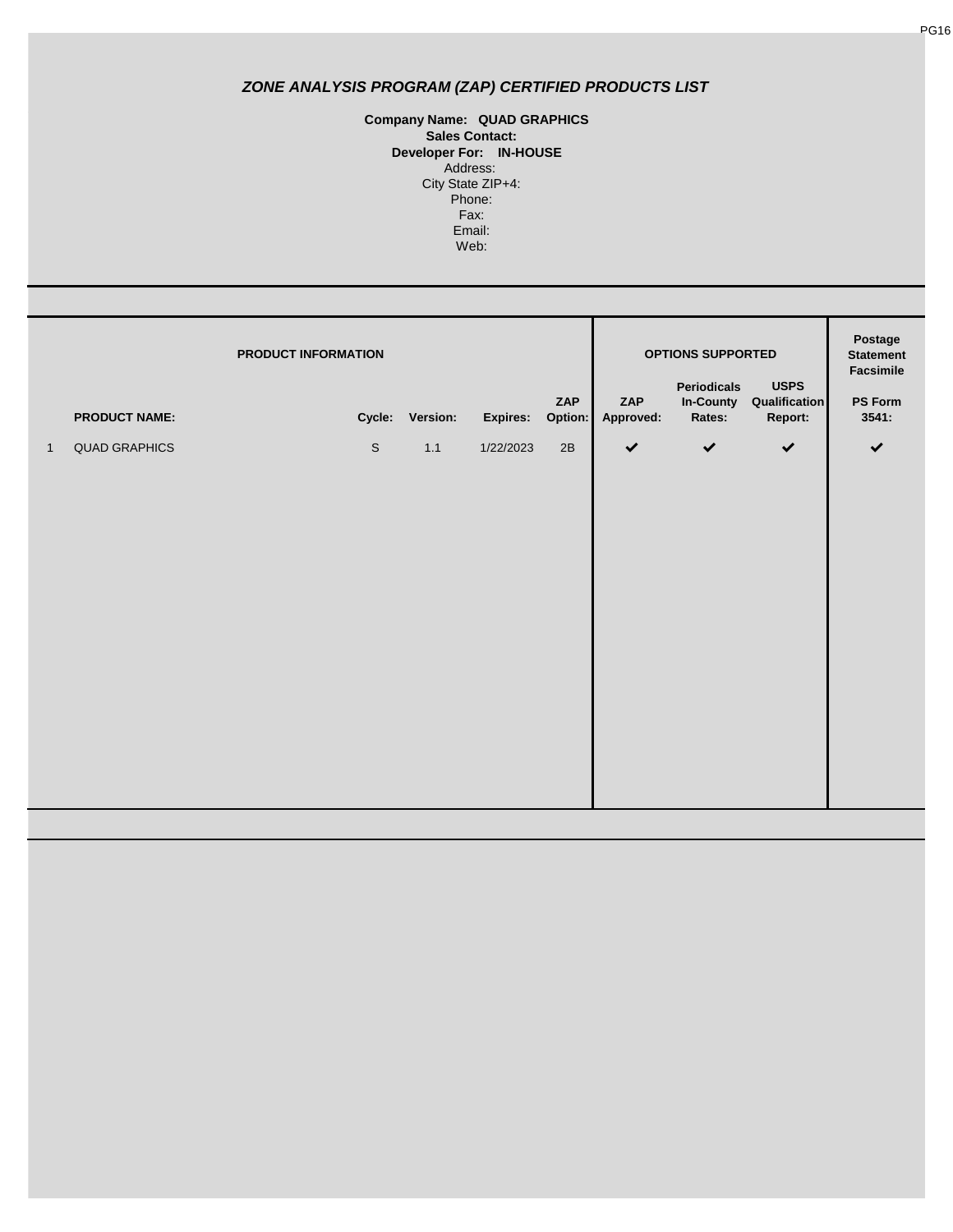# *ZONE ANALYSIS PROGRAM (ZAP) CERTIFIED PRODUCTS LIST*

**Company Name: QUAD GRAPHICS**
**Sales Contact:**
**Developer For: IN-HOUSE**
Address:
City State ZIP+4:
Phone:
Fax:
Email:
Web:

| | PRODUCT INFORMATION | | | | | OPTIONS SUPPORTED | | | Postage Statement Facsimile |
|---|---|---|---|---|---|---|---|---|---|
| | **PRODUCT NAME:** | **Cycle:** | **Version:** | **Expires:** | **ZAP Option:** | **ZAP Approved:** | **Periodicals In-County Rates:** | **USPS Qualification Report:** | **PS Form 3541:** |
| 1 | QUAD GRAPHICS | S | 1.1 | 1/22/2023 | 2B | ✔ | ✔ | ✔ | ✔ |